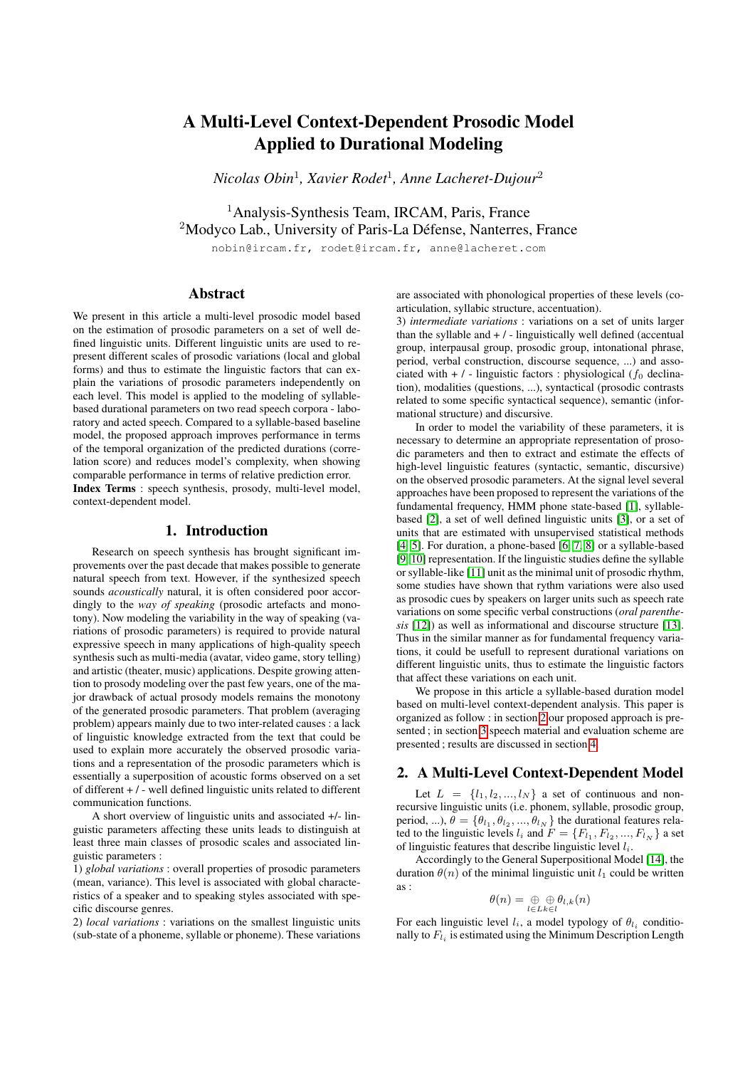# A Multi-Level Context-Dependent Prosodic Model Applied to Durational Modeling

*Nicolas Obin*[1], *Xavier Rodet*[1], *Anne Lacheret-Dujour*[2]

[1]Analysis-Synthesis Team, IRCAM, Paris, France
[2]Modyco Lab., University of Paris-La Défense, Nanterres, France

nobin@ircam.fr, rodet@ircam.fr, anne@lacheret.com

## Abstract

We present in this article a multi-level prosodic model based on the estimation of prosodic parameters on a set of well defined linguistic units. Different linguistic units are used to represent different scales of prosodic variations (local and global forms) and thus to estimate the linguistic factors that can explain the variations of prosodic parameters independently on each level. This model is applied to the modeling of syllable-based durational parameters on two read speech corpora - laboratory and acted speech. Compared to a syllable-based baseline model, the proposed approach improves performance in terms of the temporal organization of the predicted durations (correlation score) and reduces model's complexity, when showing comparable performance in terms of relative prediction error.

**Index Terms** : speech synthesis, prosody, multi-level model, context-dependent model.

## 1. Introduction

Research on speech synthesis has brought significant improvements over the past decade that makes possible to generate natural speech from text. However, if the synthesized speech sounds *acoustically* natural, it is often considered poor accordingly to the *way of speaking* (prosodic artefacts and monotony). Now modeling the variability in the way of speaking (variations of prosodic parameters) is required to provide natural expressive speech in many applications of high-quality speech synthesis such as multi-media (avatar, video game, story telling) and artistic (theater, music) applications. Despite growing attention to prosody modeling over the past few years, one of the major drawback of actual prosody models remains the monotony of the generated prosodic parameters. That problem (averaging problem) appears mainly due to two inter-related causes : a lack of linguistic knowledge extracted from the text that could be used to explain more accurately the observed prosodic variations and a representation of the prosodic parameters which is essentially a superposition of acoustic forms observed on a set of different + / - well defined linguistic units related to different communication functions.

A short overview of linguistic units and associated +/- linguistic parameters affecting these units leads to distinguish at least three main classes of prosodic scales and associated linguistic parameters :

1) *global variations* : overall properties of prosodic parameters (mean, variance). This level is associated with global characteristics of a speaker and to speaking styles associated with specific discourse genres.

2) *local variations* : variations on the smallest linguistic units (sub-state of a phoneme, syllable or phoneme). These variations are associated with phonological properties of these levels (coarticulation, syllabic structure, accentuation).

3) *intermediate variations* : variations on a set of units larger than the syllable and + / - linguistically well defined (accentual group, interpausal group, prosodic group, intonational phrase, period, verbal construction, discourse sequence, ...) and associated with + / - linguistic factors : physiological ($f_0$ declination), modalities (questions, ...), syntactical (prosodic contrasts related to some specific syntactical sequence), semantic (informational structure) and discursive.

In order to model the variability of these parameters, it is necessary to determine an appropriate representation of prosodic parameters and then to extract and estimate the effects of high-level linguistic features (syntactic, semantic, discursive) on the observed prosodic parameters. At the signal level several approaches have been proposed to represent the variations of the fundamental frequency, HMM phone state-based [1], syllable-based [2], a set of well defined linguistic units [3], or a set of units that are estimated with unsupervised statistical methods [4, 5]. For duration, a phone-based [6, 7, 8] or a syllable-based [9, 10] representation. If the linguistic studies define the syllable or syllable-like [11] unit as the minimal unit of prosodic rhythm, some studies have shown that rythm variations were also used as prosodic cues by speakers on larger units such as speech rate variations on some specific verbal constructions (*oral parenthesis* [12]) as well as informational and discourse structure [13]. Thus in the similar manner as for fundamental frequency variations, it could be usefull to represent durational variations on different linguistic units, thus to estimate the linguistic factors that affect these variations on each unit.

We propose in this article a syllable-based duration model based on multi-level context-dependent analysis. This paper is organized as follow : in section 2 our proposed approach is presented ; in section 3 speech material and evaluation scheme are presented ; results are discussed in section 4.

## 2. A Multi-Level Context-Dependent Model

Let $L = \{l_1, l_2, ..., l_N\}$ a set of continuous and non-recursive linguistic units (i.e. phonem, syllable, prosodic group, period, ...), $\theta = \{\theta_{l_1}, \theta_{l_2}, ..., \theta_{l_N}\}$ the durational features related to the linguistic levels $l_i$ and $F = \{F_{l_1}, F_{l_2}, ..., F_{l_N}\}$ a set of linguistic features that describe linguistic level $l_i$.

Accordingly to the General Superpositional Model [14], the duration $\theta(n)$ of the minimal linguistic unit $l_1$ could be written as :

$$\theta(n) = \bigoplus_{l \in L} \bigoplus_{k \in l} \theta_{l,k}(n)$$

For each linguistic level $l_i$, a model typology of $\theta_{l_i}$ conditionally to $F_{l_i}$ is estimated using the Minimum Description Length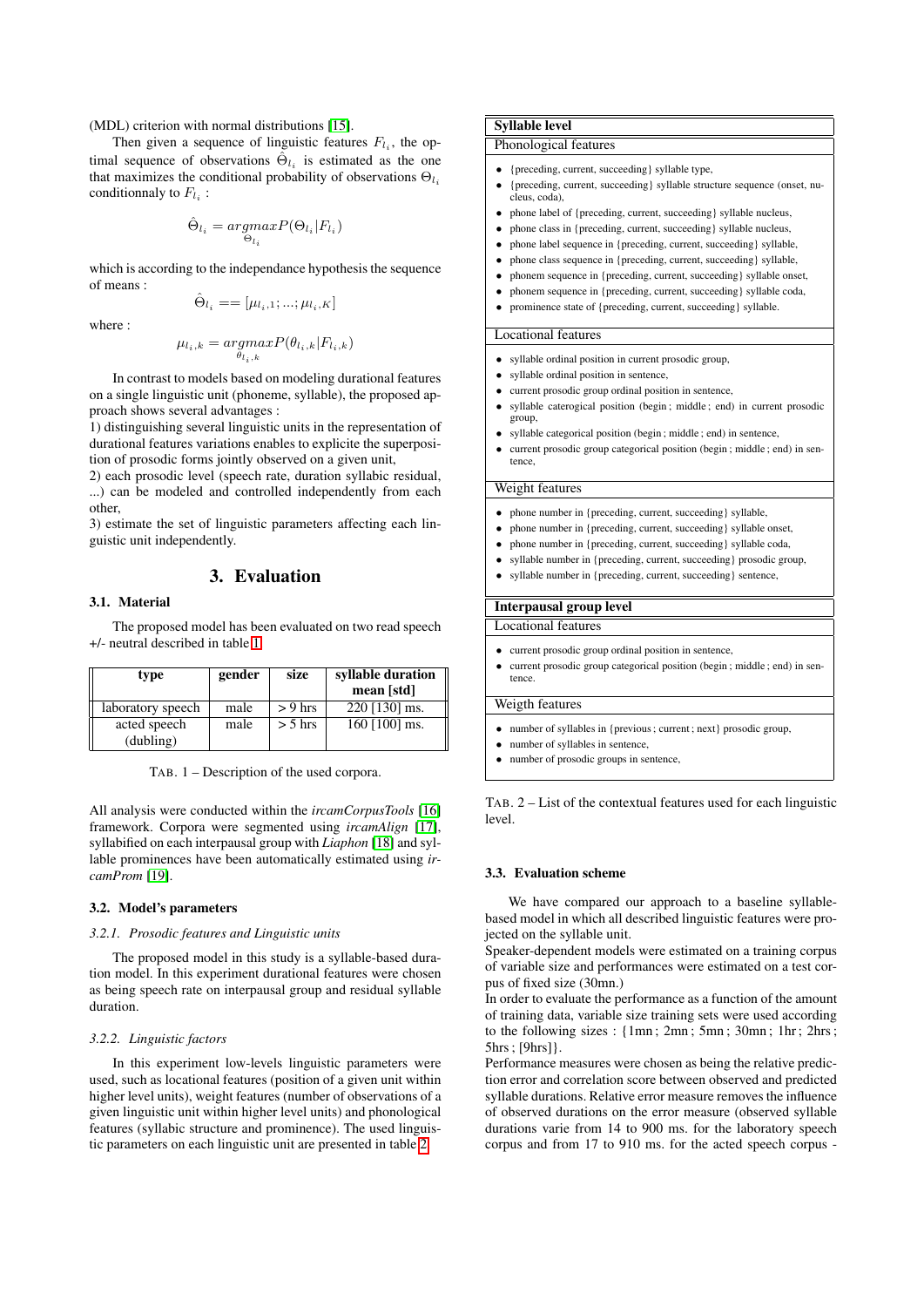(MDL) criterion with normal distributions [15].

Then given a sequence of linguistic features $F_{l_i}$, the optimal sequence of observations $\hat{\Theta}_{l_i}$ is estimated as the one that maximizes the conditional probability of observations $\Theta_{l_i}$ conditionnaly to $F_{l_i}$ :

$$\hat{\Theta}_{l_i} = \underset{\Theta_{l_i}}{argmax} P(\Theta_{l_i}|F_{l_i})$$

which is according to the independance hypothesis the sequence of means :

$$\hat{\Theta}_{l_i} == [\mu_{l_i,1}; ...; \mu_{l_i,K}]$$

where :

$$\mu_{l_i,k} = \underset{\theta_{l_i,k}}{argmax} P(\theta_{l_i,k}|F_{l_i,k})$$

In contrast to models based on modeling durational features on a single linguistic unit (phoneme, syllable), the proposed approach shows several advantages :
1) distinguishing several linguistic units in the representation of durational features variations enables to explicite the superposition of prosodic forms jointly observed on a given unit,
2) each prosodic level (speech rate, duration syllabic residual, ...) can be modeled and controlled independently from each other,
3) estimate the set of linguistic parameters affecting each linguistic unit independently.

# 3. Evaluation

## 3.1. Material

The proposed model has been evaluated on two read speech +/- neutral described in table 1.

| type | gender | size | syllable duration mean [std] |
|---|---|---|---|
| laboratory speech | male | > 9 hrs | 220 [130] ms. |
| acted speech (dubling) | male | > 5 hrs | 160 [100] ms. |

TAB. 1 – Description of the used corpora.

All analysis were conducted within the *ircamCorpusTools* [16] framework. Corpora were segmented using *ircamAlign* [17], syllabified on each interpausal group with *Liaphon* [18] and syllable prominences have been automatically estimated using *ircamProm* [19].

## 3.2. Model's parameters

### 3.2.1. Prosodic features and Linguistic units

The proposed model in this study is a syllable-based duration model. In this experiment durational features were chosen as being speech rate on interpausal group and residual syllable duration.

### 3.2.2. Linguistic factors

In this experiment low-levels linguistic parameters were used, such as locational features (position of a given unit within higher level units), weight features (number of observations of a given linguistic unit within higher level units) and phonological features (syllabic structure and prominence). The used linguistic parameters on each linguistic unit are presented in table 2.

**Syllable level**

Phonological features

- {preceding, current, succeeding} syllable type,
- {preceding, current, succeeding} syllable structure sequence (onset, nucleus, coda),
- phone label of {preceding, current, succeeding} syllable nucleus,
- phone class in {preceding, current, succeeding} syllable nucleus,
- phone label sequence in {preceding, current, succeeding} syllable,
- phone class sequence in {preceding, current, succeeding} syllable,
- phonem sequence in {preceding, current, succeeding} syllable onset,
- phonem sequence in {preceding, current, succeeding} syllable coda,
- prominence state of {preceding, current, succeeding} syllable.

Locational features

- syllable ordinal position in current prosodic group,
- syllable ordinal position in sentence,
- current prosodic group ordinal position in sentence,
- syllable caterogical position (begin ; middle ; end) in current prosodic group,
- syllable categorical position (begin ; middle ; end) in sentence,
- current prosodic group categorical position (begin ; middle ; end) in sentence,

Weight features

- phone number in {preceding, current, succeeding} syllable,
- phone number in {preceding, current, succeeding} syllable onset,
- phone number in {preceding, current, succeeding} syllable coda,
- syllable number in {preceding, current, succeeding} prosodic group,
- syllable number in {preceding, current, succeeding} sentence,

**Interpausal group level**

Locational features

- current prosodic group ordinal position in sentence,
- current prosodic group categorical position (begin ; middle ; end) in sentence.

Weigth features

- number of syllables in {previous ; current ; next} prosodic group,
- number of syllables in sentence,
- number of prosodic groups in sentence,

TAB. 2 – List of the contextual features used for each linguistic level.

## 3.3. Evaluation scheme

We have compared our approach to a baseline syllable-based model in which all described linguistic features were projected on the syllable unit.
Speaker-dependent models were estimated on a training corpus of variable size and performances were estimated on a test corpus of fixed size (30mn.)
In order to evaluate the performance as a function of the amount of training data, variable size training sets were used according to the following sizes : {1mn ; 2mn ; 5mn ; 30mn ; 1hr ; 2hrs ; 5hrs ; [9hrs]}.
Performance measures were chosen as being the relative prediction error and correlation score between observed and predicted syllable durations. Relative error measure removes the influence of observed durations on the error measure (observed syllable durations varie from 14 to 900 ms. for the laboratory speech corpus and from 17 to 910 ms. for the acted speech corpus -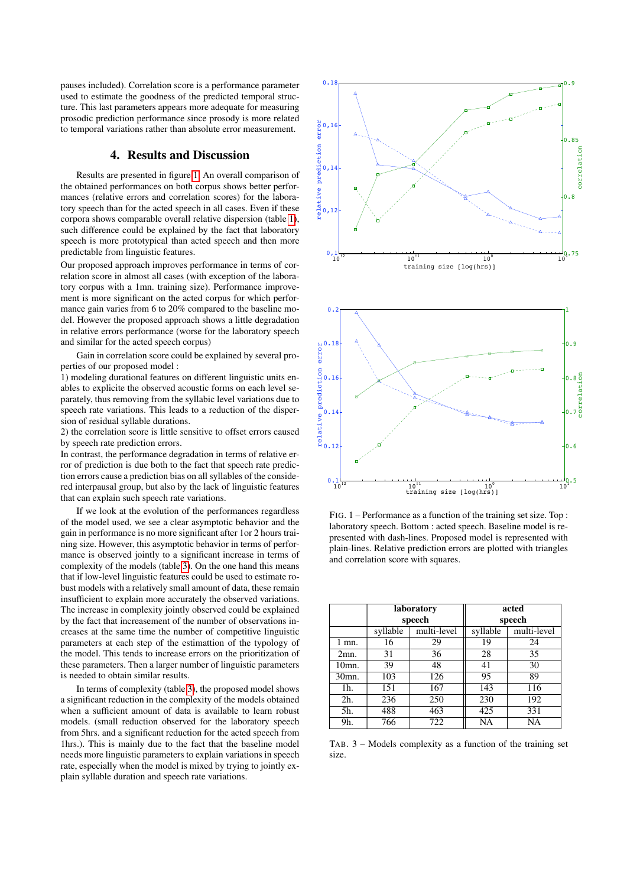pauses included). Correlation score is a performance parameter used to estimate the goodness of the predicted temporal structure. This last parameters appears more adequate for measuring prosodic prediction performance since prosody is more related to temporal variations rather than absolute error measurement.

## 4. Results and Discussion

Results are presented in figure 1. An overall comparison of the obtained performances on both corpus shows better performances (relative errors and correlation scores) for the laboratory speech than for the acted speech in all cases. Even if these corpora shows comparable overall relative dispersion (table 1), such difference could be explained by the fact that laboratory speech is more prototypical than acted speech and then more predictable from linguistic features.

Our proposed approach improves performance in terms of correlation score in almost all cases (with exception of the laboratory corpus with a 1mn. training size). Performance improvement is more significant on the acted corpus for which performance gain varies from 6 to 20% compared to the baseline model. However the proposed approach shows a little degradation in relative errors performance (worse for the laboratory speech and similar for the acted speech corpus)

Gain in correlation score could be explained by several properties of our proposed model :

1) modeling durational features on different linguistic units enables to explicite the observed acoustic forms on each level separately, thus removing from the syllabic level variations due to speech rate variations. This leads to a reduction of the dispersion of residual syllable durations.

2) the correlation score is little sensitive to offset errors caused by speech rate prediction errors.

In contrast, the performance degradation in terms of relative error of prediction is due both to the fact that speech rate prediction errors cause a prediction bias on all syllables of the considered interpausal group, but also by the lack of linguistic features that can explain such speech rate variations.

If we look at the evolution of the performances regardless of the model used, we see a clear asymptotic behavior and the gain in performance is no more significant after 1or 2 hours training size. However, this asymptotic behavior in terms of performance is observed jointly to a significant increase in terms of complexity of the models (table 3). On the one hand this means that if low-level linguistic features could be used to estimate robust models with a relatively small amount of data, these remain insufficient to explain more accurately the observed variations. The increase in complexity jointly observed could be explained by the fact that increasement of the number of observations increases at the same time the number of competitive linguistic parameters at each step of the estimattion of the typology of the model. This tends to increase errors on the prioritization of these parameters. Then a larger number of linguistic parameters is needed to obtain similar results.

In terms of complexity (table 3), the proposed model shows a significant reduction in the complexity of the models obtained when a sufficient amount of data is available to learn robust models. (small reduction observed for the laboratory speech from 5hrs. and a significant reduction for the acted speech from 1hrs.). This is mainly due to the fact that the baseline model needs more linguistic parameters to explain variations in speech rate, especially when the model is mixed by trying to jointly explain syllable duration and speech rate variations.

FIG. 1 – Performance as a function of the training set size. Top : laboratory speech. Bottom : acted speech. Baseline model is represented with dash-lines. Proposed model is represented with plain-lines. Relative prediction errors are plotted with triangles and correlation score with squares.

| | laboratory speech | | acted speech | |
|---|---|---|---|---|
| | syllable | multi-level | syllable | multi-level |
| 1 mn. | 16 | 29 | 19 | 24 |
| 2mn. | 31 | 36 | 28 | 35 |
| 10mn. | 39 | 48 | 41 | 30 |
| 30mn. | 103 | 126 | 95 | 89 |
| 1h. | 151 | 167 | 143 | 116 |
| 2h. | 236 | 250 | 230 | 192 |
| 5h. | 488 | 463 | 425 | 331 |
| 9h. | 766 | 722 | NA | NA |

TAB. 3 – Models complexity as a function of the training set size.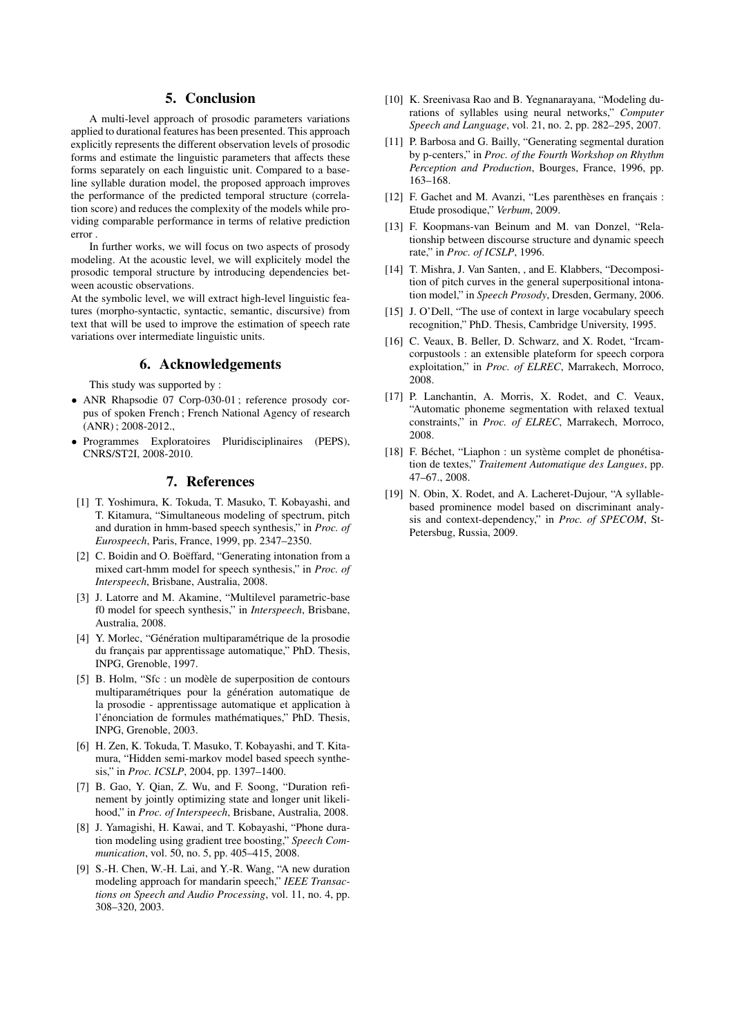## 5. Conclusion

A multi-level approach of prosodic parameters variations applied to durational features has been presented. This approach explicitly represents the different observation levels of prosodic forms and estimate the linguistic parameters that affects these forms separately on each linguistic unit. Compared to a baseline syllable duration model, the proposed approach improves the performance of the predicted temporal structure (correlation score) and reduces the complexity of the models while providing comparable performance in terms of relative prediction error .

In further works, we will focus on two aspects of prosody modeling. At the acoustic level, we will explicitely model the prosodic temporal structure by introducing dependencies between acoustic observations.

At the symbolic level, we will extract high-level linguistic features (morpho-syntactic, syntactic, semantic, discursive) from text that will be used to improve the estimation of speech rate variations over intermediate linguistic units.

## 6. Acknowledgements

This study was supported by :

- ANR Rhapsodie 07 Corp-030-01 ; reference prosody corpus of spoken French ; French National Agency of research (ANR) ; 2008-2012.,
- Programmes Exploratoires Pluridisciplinaires (PEPS), CNRS/ST2I, 2008-2010.

## 7. References

[1] T. Yoshimura, K. Tokuda, T. Masuko, T. Kobayashi, and T. Kitamura, "Simultaneous modeling of spectrum, pitch and duration in hmm-based speech synthesis," in *Proc. of Eurospeech*, Paris, France, 1999, pp. 2347–2350.

[2] C. Boidin and O. Boëffard, "Generating intonation from a mixed cart-hmm model for speech synthesis," in *Proc. of Interspeech*, Brisbane, Australia, 2008.

[3] J. Latorre and M. Akamine, "Multilevel parametric-base f0 model for speech synthesis," in *Interspeech*, Brisbane, Australia, 2008.

[4] Y. Morlec, "Génération multiparamétrique de la prosodie du français par apprentissage automatique," PhD. Thesis, INPG, Grenoble, 1997.

[5] B. Holm, "Sfc : un modèle de superposition de contours multiparamétriques pour la génération automatique de la prosodie - apprentissage automatique et application à l'énonciation de formules mathématiques," PhD. Thesis, INPG, Grenoble, 2003.

[6] H. Zen, K. Tokuda, T. Masuko, T. Kobayashi, and T. Kitamura, "Hidden semi-markov model based speech synthesis," in *Proc. ICSLP*, 2004, pp. 1397–1400.

[7] B. Gao, Y. Qian, Z. Wu, and F. Soong, "Duration refinement by jointly optimizing state and longer unit likelihood," in *Proc. of Interspeech*, Brisbane, Australia, 2008.

[8] J. Yamagishi, H. Kawai, and T. Kobayashi, "Phone duration modeling using gradient tree boosting," *Speech Communication*, vol. 50, no. 5, pp. 405–415, 2008.

[9] S.-H. Chen, W.-H. Lai, and Y.-R. Wang, "A new duration modeling approach for mandarin speech," *IEEE Transactions on Speech and Audio Processing*, vol. 11, no. 4, pp. 308–320, 2003.

[10] K. Sreenivasa Rao and B. Yegnanarayana, "Modeling durations of syllables using neural networks," *Computer Speech and Language*, vol. 21, no. 2, pp. 282–295, 2007.

[11] P. Barbosa and G. Bailly, "Generating segmental duration by p-centers," in *Proc. of the Fourth Workshop on Rhythm Perception and Production*, Bourges, France, 1996, pp. 163–168.

[12] F. Gachet and M. Avanzi, "Les parenthèses en français : Etude prosodique," *Verbum*, 2009.

[13] F. Koopmans-van Beinum and M. van Donzel, "Relationship between discourse structure and dynamic speech rate," in *Proc. of ICSLP*, 1996.

[14] T. Mishra, J. Van Santen, , and E. Klabbers, "Decomposition of pitch curves in the general superpositional intonation model," in *Speech Prosody*, Dresden, Germany, 2006.

[15] J. O'Dell, "The use of context in large vocabulary speech recognition," PhD. Thesis, Cambridge University, 1995.

[16] C. Veaux, B. Beller, D. Schwarz, and X. Rodet, "Ircamcorpustools : an extensible plateform for speech corpora exploitation," in *Proc. of ELREC*, Marrakech, Morroco, 2008.

[17] P. Lanchantin, A. Morris, X. Rodet, and C. Veaux, "Automatic phoneme segmentation with relaxed textual constraints," in *Proc. of ELREC*, Marrakech, Morroco, 2008.

[18] F. Béchet, "Liaphon : un système complet de phonétisation de textes," *Traitement Automatique des Langues*, pp. 47–67., 2008.

[19] N. Obin, X. Rodet, and A. Lacheret-Dujour, "A syllable-based prominence model based on discriminant analysis and context-dependency," in *Proc. of SPECOM*, St-Petersbug, Russia, 2009.